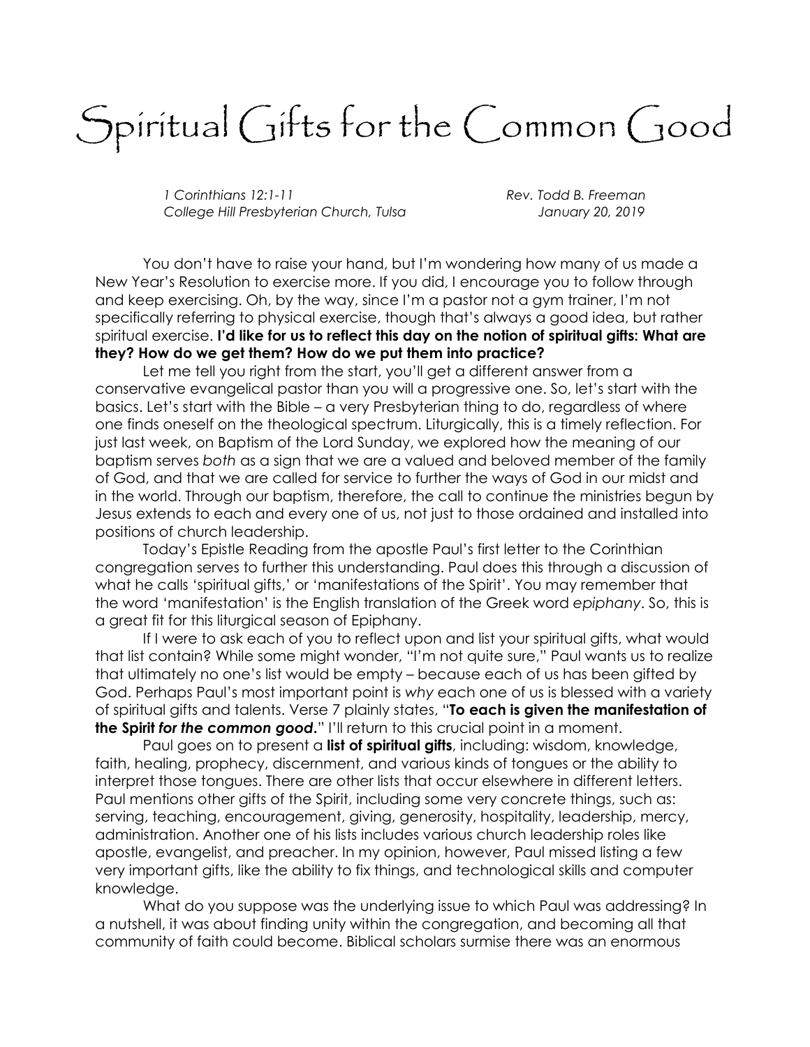# Spiritual Gifts for the Common Good

*1 Corinthians 12:1-11* — *Rev. Todd B. Freeman*
*College Hill Presbyterian Church, Tulsa* — *January 20, 2019*

You don't have to raise your hand, but I'm wondering how many of us made a New Year's Resolution to exercise more. If you did, I encourage you to follow through and keep exercising. Oh, by the way, since I'm a pastor not a gym trainer, I'm not specifically referring to physical exercise, though that's always a good idea, but rather spiritual exercise. **I'd like for us to reflect this day on the notion of spiritual gifts: What are they? How do we get them? How do we put them into practice?**

Let me tell you right from the start, you'll get a different answer from a conservative evangelical pastor than you will a progressive one. So, let's start with the basics. Let's start with the Bible – a very Presbyterian thing to do, regardless of where one finds oneself on the theological spectrum. Liturgically, this is a timely reflection. For just last week, on Baptism of the Lord Sunday, we explored how the meaning of our baptism serves *both* as a sign that we are a valued and beloved member of the family of God, and that we are called for service to further the ways of God in our midst and in the world. Through our baptism, therefore, the call to continue the ministries begun by Jesus extends to each and every one of us, not just to those ordained and installed into positions of church leadership.

Today's Epistle Reading from the apostle Paul's first letter to the Corinthian congregation serves to further this understanding. Paul does this through a discussion of what he calls 'spiritual gifts,' or 'manifestations of the Spirit'. You may remember that the word 'manifestation' is the English translation of the Greek word *epiphany*. So, this is a great fit for this liturgical season of Epiphany.

If I were to ask each of you to reflect upon and list your spiritual gifts, what would that list contain? While some might wonder, "I'm not quite sure," Paul wants us to realize that ultimately no one's list would be empty – because each of us has been gifted by God. Perhaps Paul's most important point is *why* each one of us is blessed with a variety of spiritual gifts and talents. Verse 7 plainly states, "**To each is given the manifestation of the Spirit *for the common good*.**" I'll return to this crucial point in a moment.

Paul goes on to present a **list of spiritual gifts**, including: wisdom, knowledge, faith, healing, prophecy, discernment, and various kinds of tongues or the ability to interpret those tongues. There are other lists that occur elsewhere in different letters. Paul mentions other gifts of the Spirit, including some very concrete things, such as: serving, teaching, encouragement, giving, generosity, hospitality, leadership, mercy, administration. Another one of his lists includes various church leadership roles like apostle, evangelist, and preacher. In my opinion, however, Paul missed listing a few very important gifts, like the ability to fix things, and technological skills and computer knowledge.

What do you suppose was the underlying issue to which Paul was addressing? In a nutshell, it was about finding unity within the congregation, and becoming all that community of faith could become. Biblical scholars surmise there was an enormous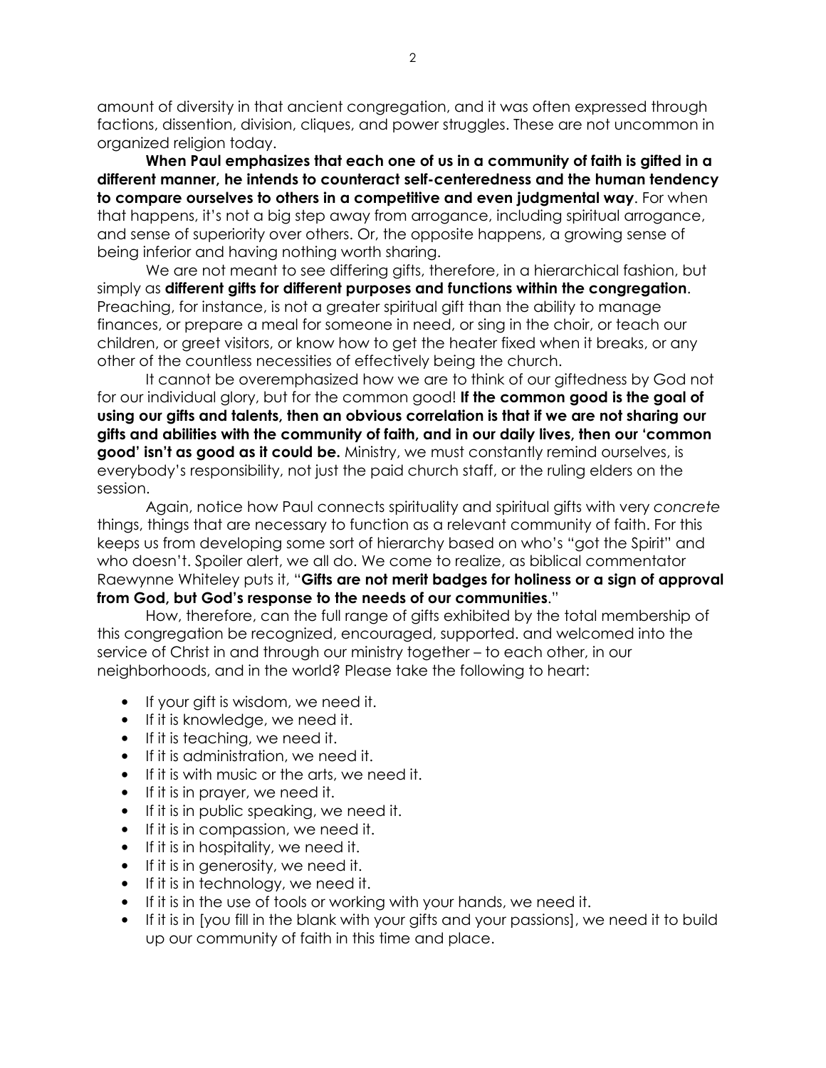amount of diversity in that ancient congregation, and it was often expressed through factions, dissention, division, cliques, and power struggles. These are not uncommon in organized religion today.

**When Paul emphasizes that each one of us in a community of faith is gifted in a different manner, he intends to counteract self-centeredness and the human tendency to compare ourselves to others in a competitive and even judgmental way**. For when that happens, it's not a big step away from arrogance, including spiritual arrogance, and sense of superiority over others. Or, the opposite happens, a growing sense of being inferior and having nothing worth sharing.

We are not meant to see differing gifts, therefore, in a hierarchical fashion, but simply as **different gifts for different purposes and functions within the congregation**. Preaching, for instance, is not a greater spiritual gift than the ability to manage finances, or prepare a meal for someone in need, or sing in the choir, or teach our children, or greet visitors, or know how to get the heater fixed when it breaks, or any other of the countless necessities of effectively being the church.

It cannot be overemphasized how we are to think of our giftedness by God not for our individual glory, but for the common good! **If the common good is the goal of using our gifts and talents, then an obvious correlation is that if we are not sharing our gifts and abilities with the community of faith, and in our daily lives, then our 'common good' isn't as good as it could be.** Ministry, we must constantly remind ourselves, is everybody's responsibility, not just the paid church staff, or the ruling elders on the session.

Again, notice how Paul connects spirituality and spiritual gifts with very *concrete* things, things that are necessary to function as a relevant community of faith. For this keeps us from developing some sort of hierarchy based on who's "got the Spirit" and who doesn't. Spoiler alert, we all do. We come to realize, as biblical commentator Raewynne Whiteley puts it, "**Gifts are not merit badges for holiness or a sign of approval from God, but God's response to the needs of our communities**."

How, therefore, can the full range of gifts exhibited by the total membership of this congregation be recognized, encouraged, supported. and welcomed into the service of Christ in and through our ministry together – to each other, in our neighborhoods, and in the world? Please take the following to heart:

- If your gift is wisdom, we need it.
- If it is knowledge, we need it.
- If it is teaching, we need it.
- If it is administration, we need it.
- If it is with music or the arts, we need it.
- If it is in prayer, we need it.
- If it is in public speaking, we need it.
- If it is in compassion, we need it.
- If it is in hospitality, we need it.
- If it is in generosity, we need it.
- If it is in technology, we need it.
- If it is in the use of tools or working with your hands, we need it.
- If it is in [you fill in the blank with your gifts and your passions], we need it to build up our community of faith in this time and place.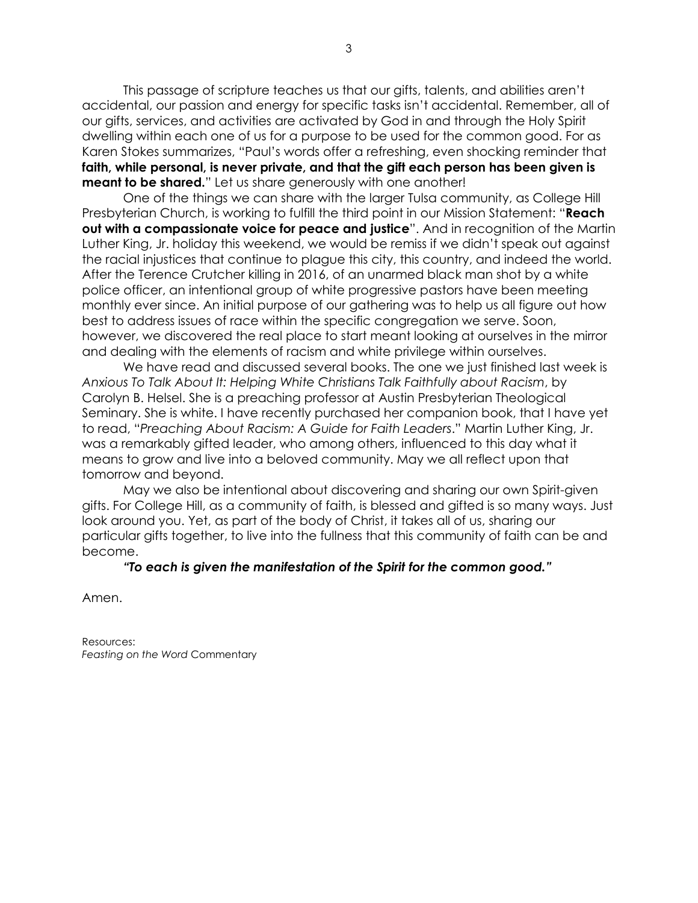This passage of scripture teaches us that our gifts, talents, and abilities aren't accidental, our passion and energy for specific tasks isn't accidental. Remember, all of our gifts, services, and activities are activated by God in and through the Holy Spirit dwelling within each one of us for a purpose to be used for the common good. For as Karen Stokes summarizes, "Paul's words offer a refreshing, even shocking reminder that **faith, while personal, is never private, and that the gift each person has been given is meant to be shared.**" Let us share generously with one another!

One of the things we can share with the larger Tulsa community, as College Hill Presbyterian Church, is working to fulfill the third point in our Mission Statement: "**Reach out with a compassionate voice for peace and justice**". And in recognition of the Martin Luther King, Jr. holiday this weekend, we would be remiss if we didn't speak out against the racial injustices that continue to plague this city, this country, and indeed the world. After the Terence Crutcher killing in 2016, of an unarmed black man shot by a white police officer, an intentional group of white progressive pastors have been meeting monthly ever since. An initial purpose of our gathering was to help us all figure out how best to address issues of race within the specific congregation we serve. Soon, however, we discovered the real place to start meant looking at ourselves in the mirror and dealing with the elements of racism and white privilege within ourselves.

We have read and discussed several books. The one we just finished last week is *Anxious To Talk About It: Helping White Christians Talk Faithfully about Racism*, by Carolyn B. Helsel. She is a preaching professor at Austin Presbyterian Theological Seminary. She is white. I have recently purchased her companion book, that I have yet to read, "*Preaching About Racism: A Guide for Faith Leaders*." Martin Luther King, Jr. was a remarkably gifted leader, who among others, influenced to this day what it means to grow and live into a beloved community. May we all reflect upon that tomorrow and beyond.

May we also be intentional about discovering and sharing our own Spirit-given gifts. For College Hill, as a community of faith, is blessed and gifted is so many ways. Just look around you. Yet, as part of the body of Christ, it takes all of us, sharing our particular gifts together, to live into the fullness that this community of faith can be and become.

***"To each is given the manifestation of the Spirit for the common good."***

Amen.

Resources:
*Feasting on the Word* Commentary